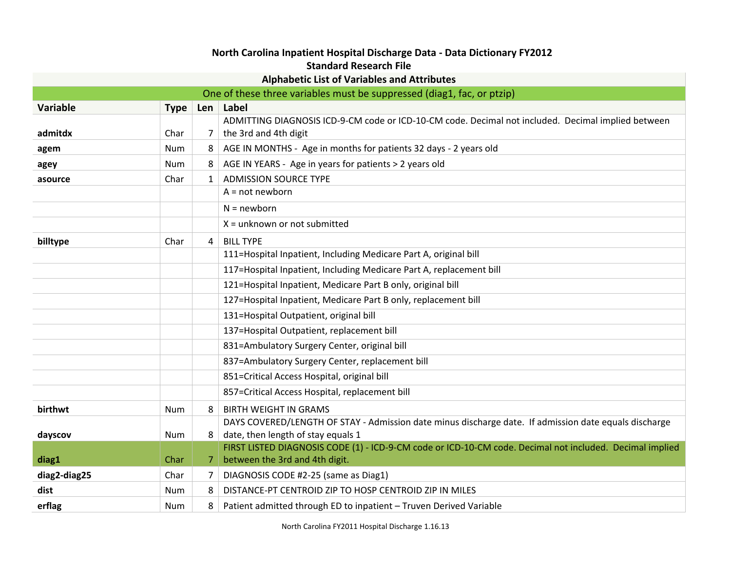# North Carolina Inpatient Hospital Discharge Data - Data Dictionary FY2012

## Standard Research File

### Alphabetic List of Variables and Attributes

One of these three variables must be suppressed (diag1, fac, or ptzip)

| Variable | Type | Len | Label |
|---|---|---|---|
| **admitdx** | Char | 7 | ADMITTING DIAGNOSIS ICD-9-CM code or ICD-10-CM code. Decimal not included. Decimal implied between the 3rd and 4th digit |
| **agem** | Num | 8 | AGE IN MONTHS - Age in months for patients 32 days - 2 years old |
| **agey** | Num | 8 | AGE IN YEARS - Age in years for patients > 2 years old |
| **asource** | Char | 1 | ADMISSION SOURCE TYPE |
| | | | A = not newborn |
| | | | N = newborn |
| | | | X = unknown or not submitted |
| **billtype** | Char | 4 | BILL TYPE |
| | | | 111=Hospital Inpatient, Including Medicare Part A, original bill |
| | | | 117=Hospital Inpatient, Including Medicare Part A, replacement bill |
| | | | 121=Hospital Inpatient, Medicare Part B only, original bill |
| | | | 127=Hospital Inpatient, Medicare Part B only, replacement bill |
| | | | 131=Hospital Outpatient, original bill |
| | | | 137=Hospital Outpatient, replacement bill |
| | | | 831=Ambulatory Surgery Center, original bill |
| | | | 837=Ambulatory Surgery Center, replacement bill |
| | | | 851=Critical Access Hospital, original bill |
| | | | 857=Critical Access Hospital, replacement bill |
| **birthwt** | Num | 8 | BIRTH WEIGHT IN GRAMS |
| **dayscov** | Num | 8 | DAYS COVERED/LENGTH OF STAY - Admission date minus discharge date. If admission date equals discharge date, then length of stay equals 1 |
| **diag1** | Char | 7 | FIRST LISTED DIAGNOSIS CODE (1) - ICD-9-CM code or ICD-10-CM code. Decimal not included. Decimal implied between the 3rd and 4th digit. |
| **diag2-diag25** | Char | 7 | DIAGNOSIS CODE #2-25 (same as Diag1) |
| **dist** | Num | 8 | DISTANCE-PT CENTROID ZIP TO HOSP CENTROID ZIP IN MILES |
| **erflag** | Num | 8 | Patient admitted through ED to inpatient – Truven Derived Variable |

North Carolina FY2011 Hospital Discharge 1.16.13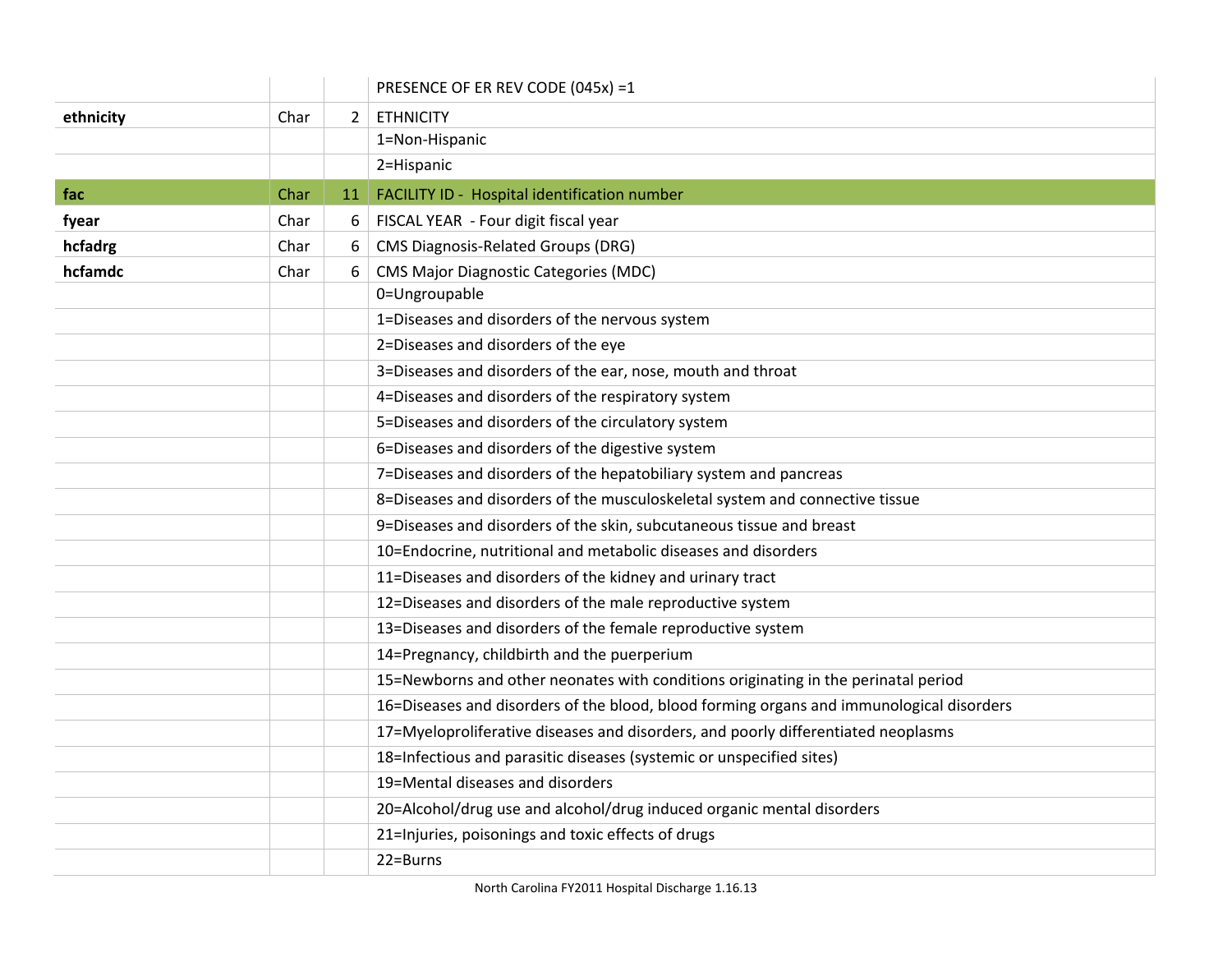| | | | |
|---|---|---|---|
| | | | PRESENCE OF ER REV CODE (045x) =1 |
| **ethnicity** | Char | 2 | ETHNICITY |
| | | | 1=Non-Hispanic |
| | | | 2=Hispanic |
| **fac** | Char | 11 | FACILITY ID - Hospital identification number |
| **fyear** | Char | 6 | FISCAL YEAR - Four digit fiscal year |
| **hcfadrg** | Char | 6 | CMS Diagnosis-Related Groups (DRG) |
| **hcfamdc** | Char | 6 | CMS Major Diagnostic Categories (MDC) |
| | | | 0=Ungroupable |
| | | | 1=Diseases and disorders of the nervous system |
| | | | 2=Diseases and disorders of the eye |
| | | | 3=Diseases and disorders of the ear, nose, mouth and throat |
| | | | 4=Diseases and disorders of the respiratory system |
| | | | 5=Diseases and disorders of the circulatory system |
| | | | 6=Diseases and disorders of the digestive system |
| | | | 7=Diseases and disorders of the hepatobiliary system and pancreas |
| | | | 8=Diseases and disorders of the musculoskeletal system and connective tissue |
| | | | 9=Diseases and disorders of the skin, subcutaneous tissue and breast |
| | | | 10=Endocrine, nutritional and metabolic diseases and disorders |
| | | | 11=Diseases and disorders of the kidney and urinary tract |
| | | | 12=Diseases and disorders of the male reproductive system |
| | | | 13=Diseases and disorders of the female reproductive system |
| | | | 14=Pregnancy, childbirth and the puerperium |
| | | | 15=Newborns and other neonates with conditions originating in the perinatal period |
| | | | 16=Diseases and disorders of the blood, blood forming organs and immunological disorders |
| | | | 17=Myeloproliferative diseases and disorders, and poorly differentiated neoplasms |
| | | | 18=Infectious and parasitic diseases (systemic or unspecified sites) |
| | | | 19=Mental diseases and disorders |
| | | | 20=Alcohol/drug use and alcohol/drug induced organic mental disorders |
| | | | 21=Injuries, poisonings and toxic effects of drugs |
| | | | 22=Burns |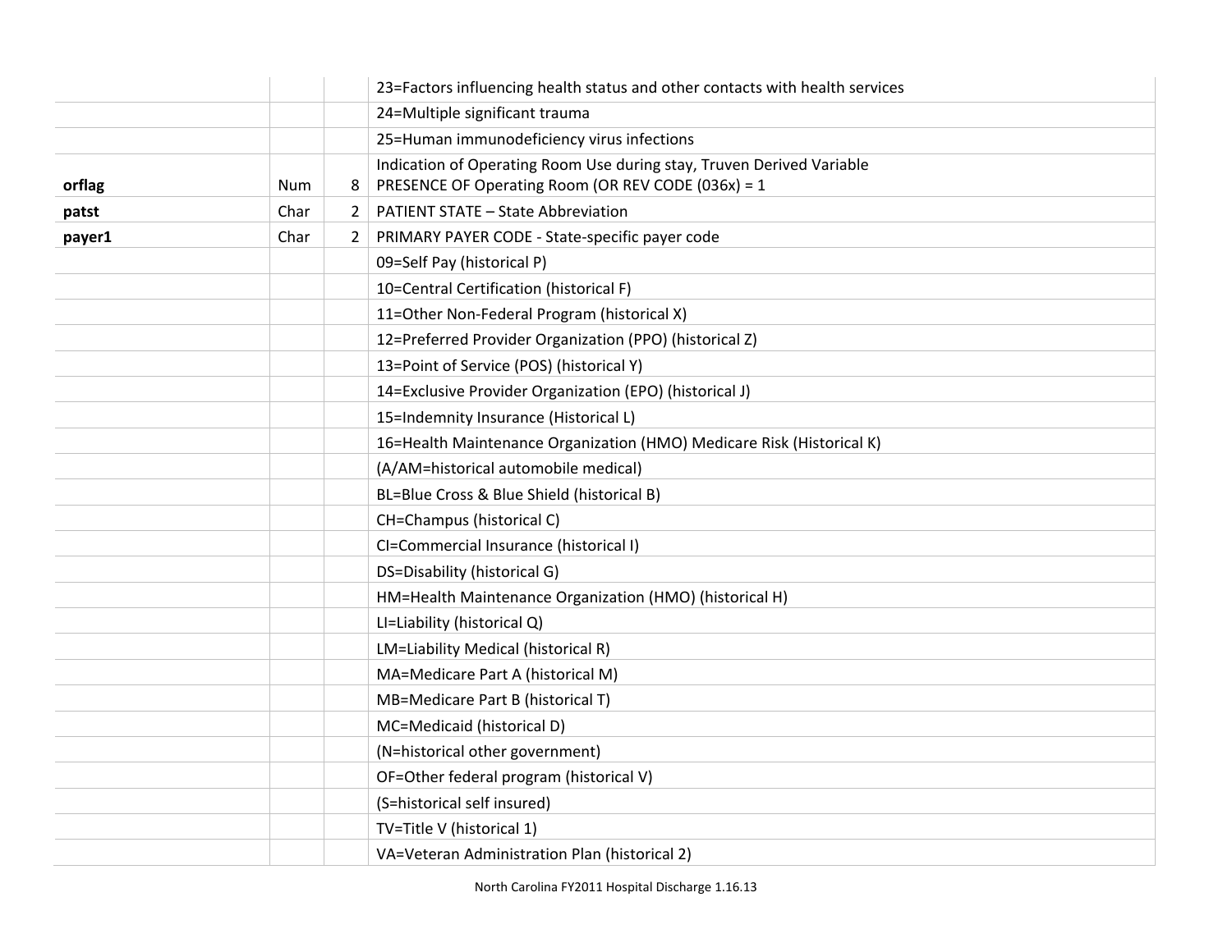| | | | |
|---|---|---|---|
| | | | 23=Factors influencing health status and other contacts with health services |
| | | | 24=Multiple significant trauma |
| | | | 25=Human immunodeficiency virus infections |
| **orflag** | Num | 8 | Indication of Operating Room Use during stay, Truven Derived Variable<br>PRESENCE OF Operating Room (OR REV CODE (036x) = 1 |
| **patst** | Char | 2 | PATIENT STATE – State Abbreviation |
| **payer1** | Char | 2 | PRIMARY PAYER CODE - State-specific payer code |
| | | | 09=Self Pay (historical P) |
| | | | 10=Central Certification (historical F) |
| | | | 11=Other Non-Federal Program (historical X) |
| | | | 12=Preferred Provider Organization (PPO) (historical Z) |
| | | | 13=Point of Service (POS) (historical Y) |
| | | | 14=Exclusive Provider Organization (EPO) (historical J) |
| | | | 15=Indemnity Insurance (Historical L) |
| | | | 16=Health Maintenance Organization (HMO) Medicare Risk (Historical K) |
| | | | (A/AM=historical automobile medical) |
| | | | BL=Blue Cross & Blue Shield (historical B) |
| | | | CH=Champus (historical C) |
| | | | CI=Commercial Insurance (historical I) |
| | | | DS=Disability (historical G) |
| | | | HM=Health Maintenance Organization (HMO) (historical H) |
| | | | LI=Liability (historical Q) |
| | | | LM=Liability Medical (historical R) |
| | | | MA=Medicare Part A (historical M) |
| | | | MB=Medicare Part B (historical T) |
| | | | MC=Medicaid (historical D) |
| | | | (N=historical other government) |
| | | | OF=Other federal program (historical V) |
| | | | (S=historical self insured) |
| | | | TV=Title V (historical 1) |
| | | | VA=Veteran Administration Plan (historical 2) |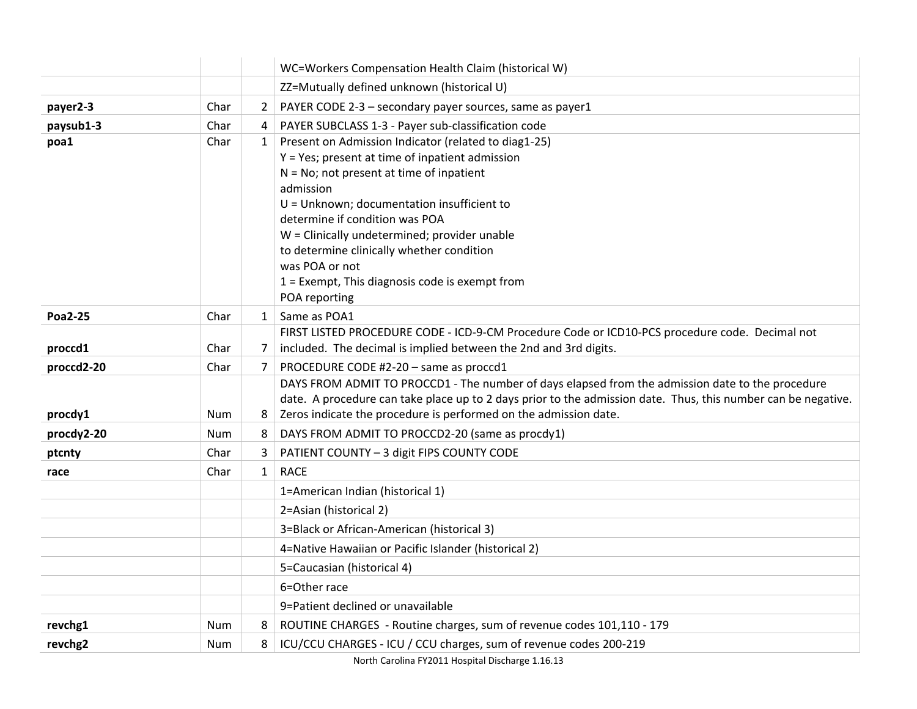| | | | |
|---|---|---|---|
| | | | WC=Workers Compensation Health Claim (historical W) |
| | | | ZZ=Mutually defined unknown (historical U) |
| **payer2-3** | Char | 2 | PAYER CODE 2-3 – secondary payer sources, same as payer1 |
| **paysub1-3** | Char | 4 | PAYER SUBCLASS 1-3 - Payer sub-classification code |
| **poa1** | Char | 1 | Present on Admission Indicator (related to diag1-25)<br>Y = Yes; present at time of inpatient admission<br>N = No; not present at time of inpatient admission<br>U = Unknown; documentation insufficient to determine if condition was POA<br>W = Clinically undetermined; provider unable to determine clinically whether condition was POA or not<br>1 = Exempt, This diagnosis code is exempt from POA reporting |
| **Poa2-25** | Char | 1 | Same as POA1 |
| **proccd1** | Char | 7 | FIRST LISTED PROCEDURE CODE - ICD-9-CM Procedure Code or ICD10-PCS procedure code. Decimal not included. The decimal is implied between the 2nd and 3rd digits. |
| **proccd2-20** | Char | 7 | PROCEDURE CODE #2-20 – same as proccd1 |
| **procdy1** | Num | 8 | DAYS FROM ADMIT TO PROCCD1 - The number of days elapsed from the admission date to the procedure date. A procedure can take place up to 2 days prior to the admission date. Thus, this number can be negative. Zeros indicate the procedure is performed on the admission date. |
| **procdy2-20** | Num | 8 | DAYS FROM ADMIT TO PROCCD2-20 (same as procdy1) |
| **ptcnty** | Char | 3 | PATIENT COUNTY – 3 digit FIPS COUNTY CODE |
| **race** | Char | 1 | RACE |
| | | | 1=American Indian (historical 1) |
| | | | 2=Asian (historical 2) |
| | | | 3=Black or African-American (historical 3) |
| | | | 4=Native Hawaiian or Pacific Islander (historical 2) |
| | | | 5=Caucasian (historical 4) |
| | | | 6=Other race |
| | | | 9=Patient declined or unavailable |
| **revchg1** | Num | 8 | ROUTINE CHARGES - Routine charges, sum of revenue codes 101,110 - 179 |
| **revchg2** | Num | 8 | ICU/CCU CHARGES - ICU / CCU charges, sum of revenue codes 200-219 |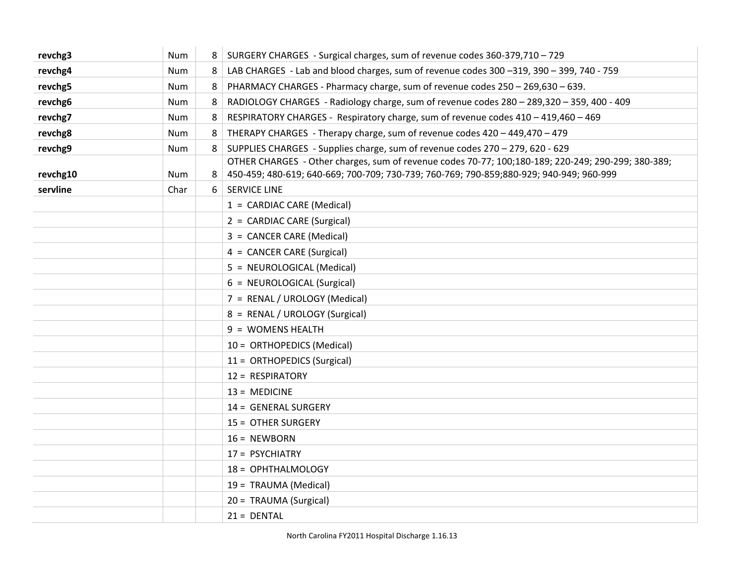| | | | |
|---|---|---|---|
| **revchg3** | Num | 8 | SURGERY CHARGES - Surgical charges, sum of revenue codes 360-379,710 – 729 |
| **revchg4** | Num | 8 | LAB CHARGES - Lab and blood charges, sum of revenue codes 300 –319, 390 – 399, 740 - 759 |
| **revchg5** | Num | 8 | PHARMACY CHARGES - Pharmacy charge, sum of revenue codes 250 – 269,630 – 639. |
| **revchg6** | Num | 8 | RADIOLOGY CHARGES - Radiology charge, sum of revenue codes 280 – 289,320 – 359, 400 - 409 |
| **revchg7** | Num | 8 | RESPIRATORY CHARGES - Respiratory charge, sum of revenue codes 410 – 419,460 – 469 |
| **revchg8** | Num | 8 | THERAPY CHARGES - Therapy charge, sum of revenue codes 420 – 449,470 – 479 |
| **revchg9** | Num | 8 | SUPPLIES CHARGES - Supplies charge, sum of revenue codes 270 – 279, 620 - 629 |
| **revchg10** | Num | 8 | OTHER CHARGES - Other charges, sum of revenue codes 70-77; 100;180-189; 220-249; 290-299; 380-389; 450-459; 480-619; 640-669; 700-709; 730-739; 760-769; 790-859;880-929; 940-949; 960-999 |
| **servline** | Char | 6 | SERVICE LINE |
| | | | 1 = CARDIAC CARE (Medical) |
| | | | 2 = CARDIAC CARE (Surgical) |
| | | | 3 = CANCER CARE (Medical) |
| | | | 4 = CANCER CARE (Surgical) |
| | | | 5 = NEUROLOGICAL (Medical) |
| | | | 6 = NEUROLOGICAL (Surgical) |
| | | | 7 = RENAL / UROLOGY (Medical) |
| | | | 8 = RENAL / UROLOGY (Surgical) |
| | | | 9 = WOMENS HEALTH |
| | | | 10 = ORTHOPEDICS (Medical) |
| | | | 11 = ORTHOPEDICS (Surgical) |
| | | | 12 = RESPIRATORY |
| | | | 13 = MEDICINE |
| | | | 14 = GENERAL SURGERY |
| | | | 15 = OTHER SURGERY |
| | | | 16 = NEWBORN |
| | | | 17 = PSYCHIATRY |
| | | | 18 = OPHTHALMOLOGY |
| | | | 19 = TRAUMA (Medical) |
| | | | 20 = TRAUMA (Surgical) |
| | | | 21 = DENTAL |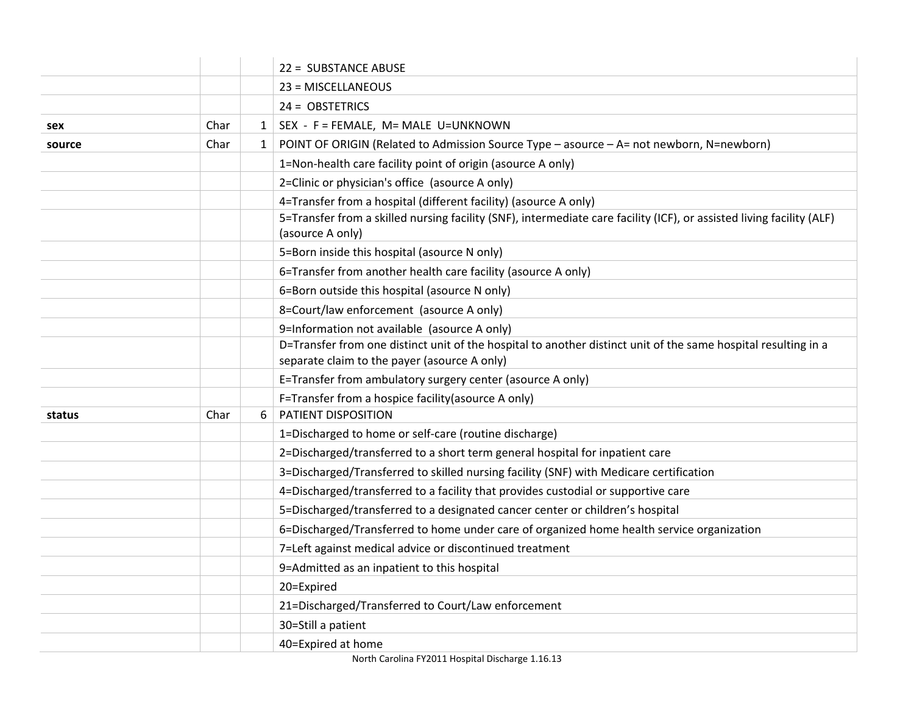| | | | |
|---|---|---|---|
| | | | 22 = SUBSTANCE ABUSE |
| | | | 23 = MISCELLANEOUS |
| | | | 24 = OBSTETRICS |
| **sex** | Char | 1 | SEX - F = FEMALE, M= MALE U=UNKNOWN |
| **source** | Char | 1 | POINT OF ORIGIN (Related to Admission Source Type – asource – A= not newborn, N=newborn) |
| | | | 1=Non-health care facility point of origin (asource A only) |
| | | | 2=Clinic or physician's office (asource A only) |
| | | | 4=Transfer from a hospital (different facility) (asource A only) |
| | | | 5=Transfer from a skilled nursing facility (SNF), intermediate care facility (ICF), or assisted living facility (ALF) (asource A only) |
| | | | 5=Born inside this hospital (asource N only) |
| | | | 6=Transfer from another health care facility (asource A only) |
| | | | 6=Born outside this hospital (asource N only) |
| | | | 8=Court/law enforcement (asource A only) |
| | | | 9=Information not available (asource A only) |
| | | | D=Transfer from one distinct unit of the hospital to another distinct unit of the same hospital resulting in a separate claim to the payer (asource A only) |
| | | | E=Transfer from ambulatory surgery center (asource A only) |
| | | | F=Transfer from a hospice facility(asource A only) |
| **status** | Char | 6 | PATIENT DISPOSITION |
| | | | 1=Discharged to home or self-care (routine discharge) |
| | | | 2=Discharged/transferred to a short term general hospital for inpatient care |
| | | | 3=Discharged/Transferred to skilled nursing facility (SNF) with Medicare certification |
| | | | 4=Discharged/transferred to a facility that provides custodial or supportive care |
| | | | 5=Discharged/transferred to a designated cancer center or children's hospital |
| | | | 6=Discharged/Transferred to home under care of organized home health service organization |
| | | | 7=Left against medical advice or discontinued treatment |
| | | | 9=Admitted as an inpatient to this hospital |
| | | | 20=Expired |
| | | | 21=Discharged/Transferred to Court/Law enforcement |
| | | | 30=Still a patient |
| | | | 40=Expired at home |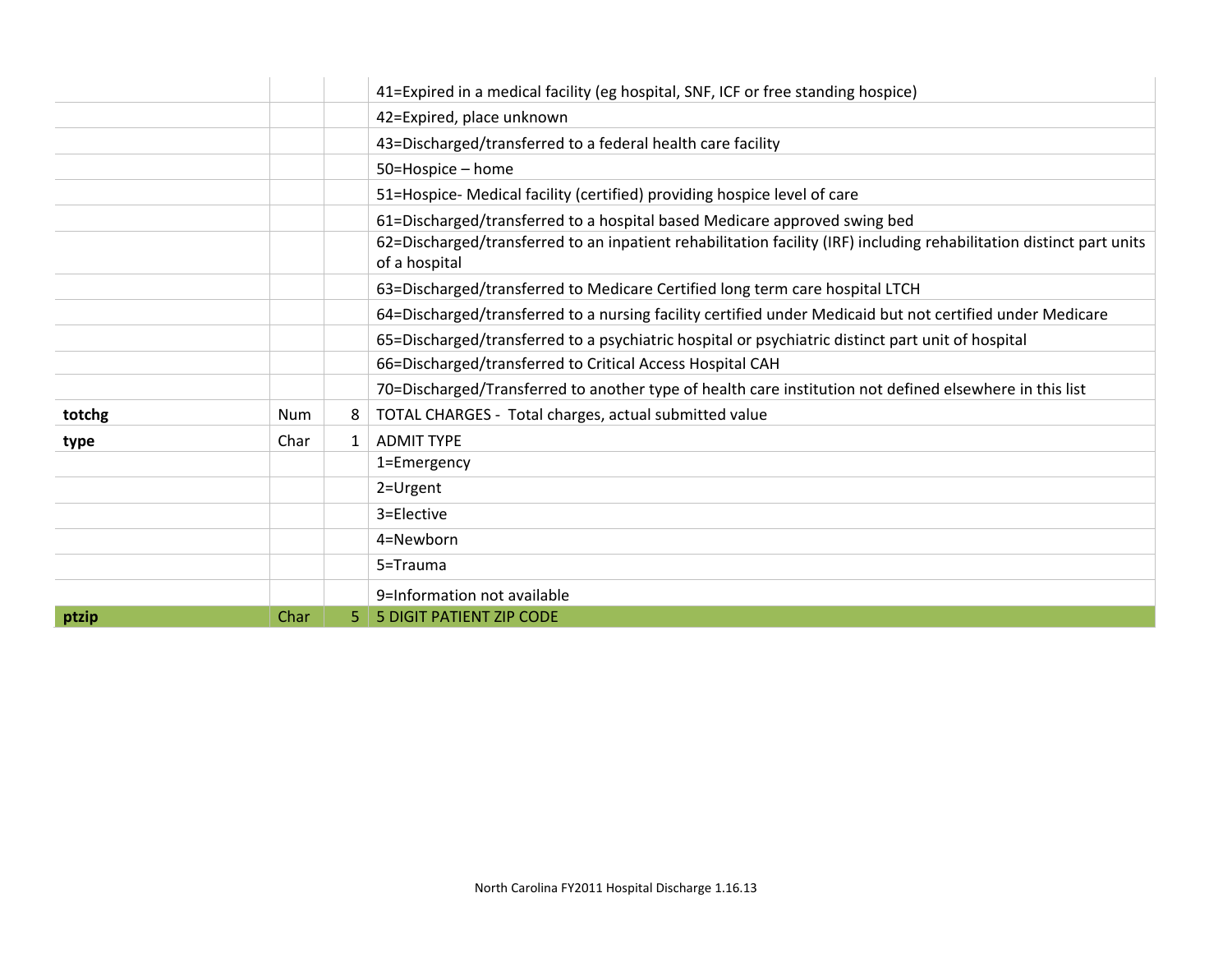| | | | |
|---|---|---|---|
| | | | 41=Expired in a medical facility (eg hospital, SNF, ICF or free standing hospice) |
| | | | 42=Expired, place unknown |
| | | | 43=Discharged/transferred to a federal health care facility |
| | | | 50=Hospice – home |
| | | | 51=Hospice- Medical facility (certified) providing hospice level of care |
| | | | 61=Discharged/transferred to a hospital based Medicare approved swing bed |
| | | | 62=Discharged/transferred to an inpatient rehabilitation facility (IRF) including rehabilitation distinct part units of a hospital |
| | | | 63=Discharged/transferred to Medicare Certified long term care hospital LTCH |
| | | | 64=Discharged/transferred to a nursing facility certified under Medicaid but not certified under Medicare |
| | | | 65=Discharged/transferred to a psychiatric hospital or psychiatric distinct part unit of hospital |
| | | | 66=Discharged/transferred to Critical Access Hospital CAH |
| | | | 70=Discharged/Transferred to another type of health care institution not defined elsewhere in this list |
| **totchg** | Num | 8 | TOTAL CHARGES - Total charges, actual submitted value |
| **type** | Char | 1 | ADMIT TYPE |
| | | | 1=Emergency |
| | | | 2=Urgent |
| | | | 3=Elective |
| | | | 4=Newborn |
| | | | 5=Trauma |
| | | | 9=Information not available |
| **ptzip** | Char | 5 | 5 DIGIT PATIENT ZIP CODE |